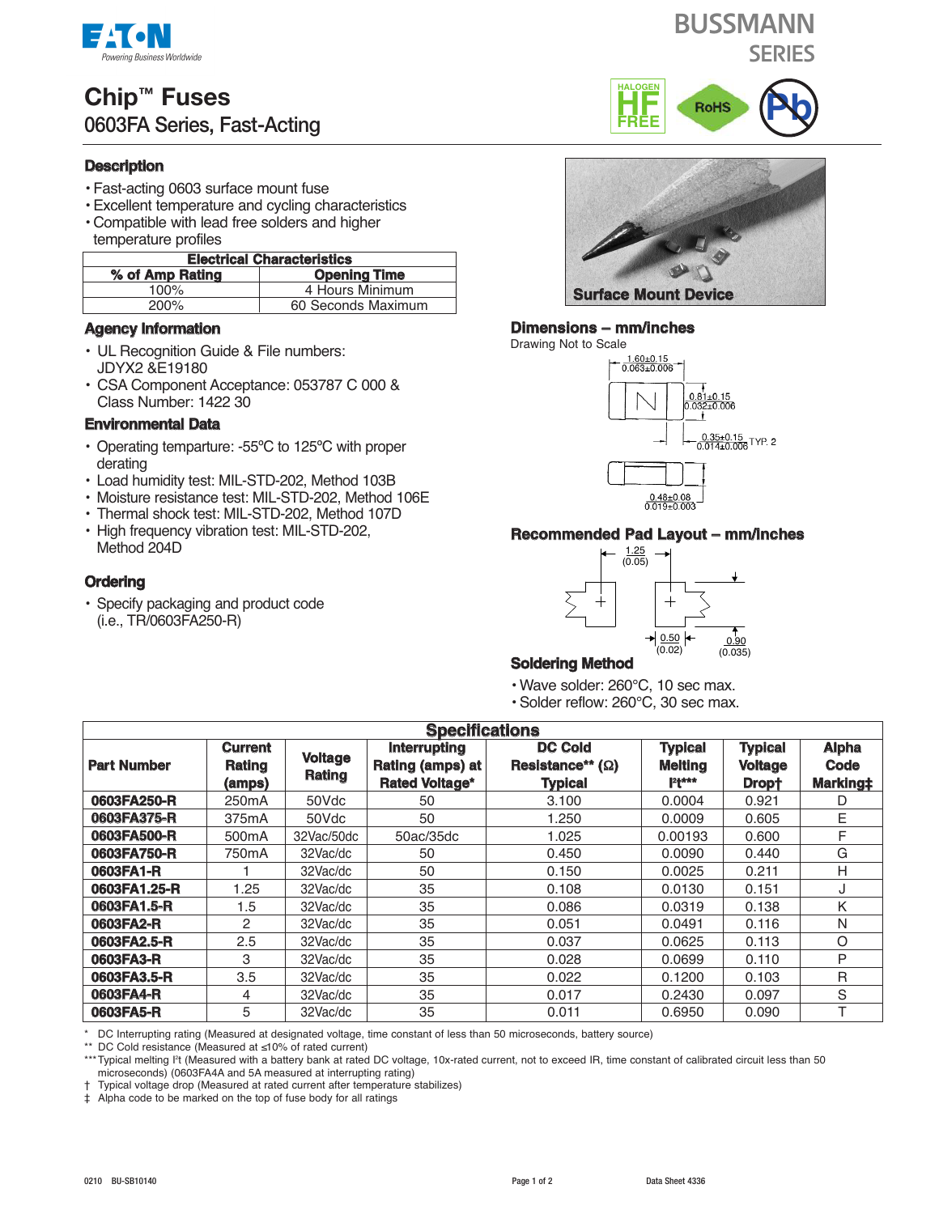# Chip™ Fuses

## 0603FA Series, Fast-Acting

### Description

- Fast-acting 0603 surface mount fuse
- Excellent temperature and cycling characteristics
- Compatible with lead free solders and higher temperature profiles

| Electrical Characteristics | |
|---|---|
| **% of Amp Rating** | **Opening Time** |
| 100% | 4 Hours Minimum |
| 200% | 60 Seconds Maximum |

### Agency Information

- UL Recognition Guide & File numbers: JDYX2 &E19180
- CSA Component Acceptance: 053787 C 000 & Class Number: 1422 30

### Environmental Data

- Operating temparture: -55°C to 125°C with proper derating
- Load humidity test: MIL-STD-202, Method 103B
- Moisture resistance test: MIL-STD-202, Method 106E
- Thermal shock test: MIL-STD-202, Method 107D
- High frequency vibration test: MIL-STD-202, Method 204D

### Ordering

- Specify packaging and product code (i.e., TR/0603FA250-R)

Surface Mount Device

### Dimensions – mm/inches

Drawing Not to Scale

1.60±0.15 / 0.063±0.006

0.81±0.15 / 0.032±0.006

0.35±0.15 / 0.014±0.006 TYP. 2

0.48±0.08 / 0.019±0.003

### Recommended Pad Layout – mm/inches

1.25 (0.05)

0.50 (0.02)

0.90 (0.035)

### Soldering Method

- Wave solder: 260°C, 10 sec max.
- Solder reflow: 260°C, 30 sec max.

| Specifications | | | | | | | |
|---|---|---|---|---|---|---|---|
| **Part Number** | **Current Rating (amps)** | **Voltage Rating** | **Interrupting Rating (amps) at Rated Voltage*** | **DC Cold Resistance** (Ω) Typical** | **Typical Melting I²t***** | **Typical Voltage Drop†** | **Alpha Code Marking‡** |
| **0603FA250-R** | 250mA | 50Vdc | 50 | 3.100 | 0.0004 | 0.921 | D |
| **0603FA375-R** | 375mA | 50Vdc | 50 | 1.250 | 0.0009 | 0.605 | E |
| **0603FA500-R** | 500mA | 32Vac/50dc | 50ac/35dc | 1.025 | 0.00193 | 0.600 | F |
| **0603FA750-R** | 750mA | 32Vac/dc | 50 | 0.450 | 0.0090 | 0.440 | G |
| **0603FA1-R** | 1 | 32Vac/dc | 50 | 0.150 | 0.0025 | 0.211 | H |
| **0603FA1.25-R** | 1.25 | 32Vac/dc | 35 | 0.108 | 0.0130 | 0.151 | J |
| **0603FA1.5-R** | 1.5 | 32Vac/dc | 35 | 0.086 | 0.0319 | 0.138 | K |
| **0603FA2-R** | 2 | 32Vac/dc | 35 | 0.051 | 0.0491 | 0.116 | N |
| **0603FA2.5-R** | 2.5 | 32Vac/dc | 35 | 0.037 | 0.0625 | 0.113 | O |
| **0603FA3-R** | 3 | 32Vac/dc | 35 | 0.028 | 0.0699 | 0.110 | P |
| **0603FA3.5-R** | 3.5 | 32Vac/dc | 35 | 0.022 | 0.1200 | 0.103 | R |
| **0603FA4-R** | 4 | 32Vac/dc | 35 | 0.017 | 0.2430 | 0.097 | S |
| **0603FA5-R** | 5 | 32Vac/dc | 35 | 0.011 | 0.6950 | 0.090 | T |

\* DC Interrupting rating (Measured at designated voltage, time constant of less than 50 microseconds, battery source)

** DC Cold resistance (Measured at ≤10% of rated current)

*** Typical melting I²t (Measured with a battery bank at rated DC voltage, 10x-rated current, not to exceed IR, time constant of calibrated circuit less than 50 microseconds) (0603FA4A and 5A measured at interrupting rating)

† Typical voltage drop (Measured at rated current after temperature stabilizes)

‡ Alpha code to be marked on the top of fuse body for all ratings

0210 BU-SB10140 Data Sheet 4336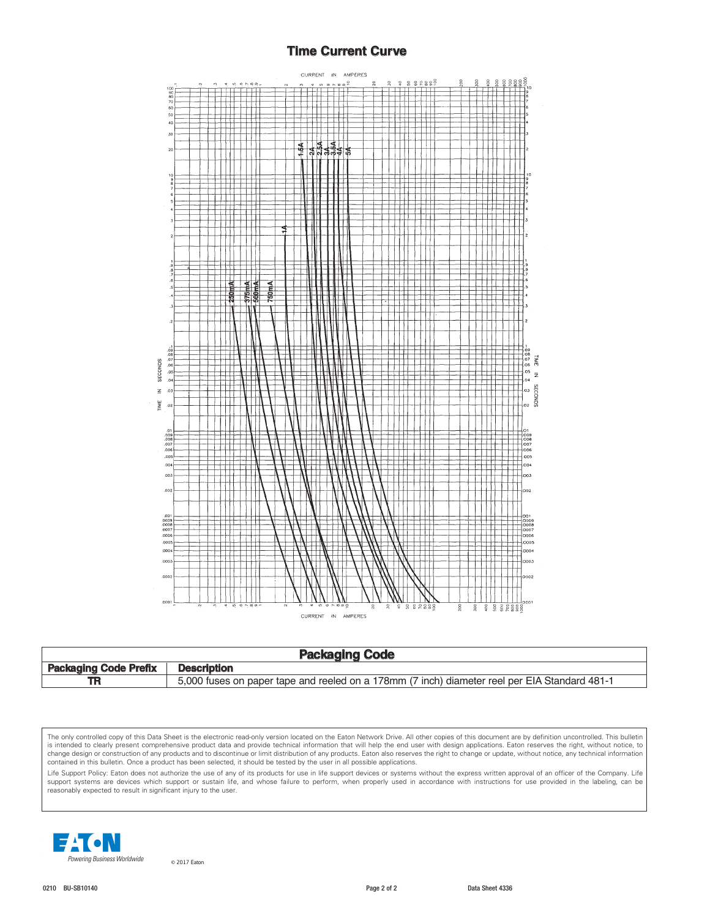## Time Current Curve

CURRENT IN AMPERES

TIME IN SECONDS

250mA
375mA
500mA
750mA
1A
1.5A
2A
2.5A
3A
3.5A
4A
5A

CURRENT IN AMPERES

| Packaging Code | |
|---|---|
| **Packaging Code Prefix** | **Description** |
| **TR** | 5,000 fuses on paper tape and reeled on a 178mm (7 inch) diameter reel per EIA Standard 481-1 |

The only controlled copy of this Data Sheet is the electronic read-only version located on the Eaton Network Drive. All other copies of this document are by definition uncontrolled. This bulletin is intended to clearly present comprehensive product data and provide technical information that will help the end user with design applications. Eaton reserves the right, without notice, to change design or construction of any products and to discontinue or limit distribution of any products. Eaton also reserves the right to change or update, without notice, any technical information contained in this bulletin. Once a product has been selected, it should be tested by the user in all possible applications.

Life Support Policy: Eaton does not authorize the use of any of its products for use in life support devices or systems without the express written approval of an officer of the Company. Life support systems are devices which support or sustain life, and whose failure to perform, when properly used in accordance with instructions for use provided in the labeling, can be reasonably expected to result in significant injury to the user.

EATON
*Powering Business Worldwide*

© 2017 Eaton

0210 BU-SB10140

Data Sheet 4336